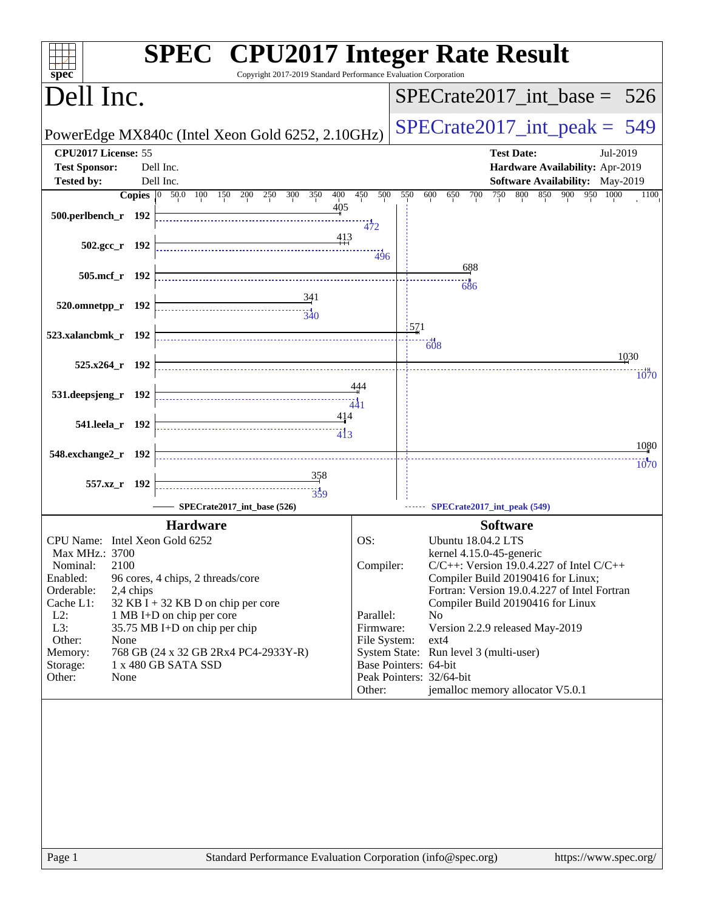# SPEC CPU2017 Integer Rate Result

Copyright 2017-2019 Standard Performance Evaluation Corporation

## Dell Inc.

**PowerEdge MX840c (Intel Xeon Gold 6252, 2.10GHz)**

**SPECrate2017_int_base = 526**

**SPECrate2017_int_peak = 549**

| | | | |
|---|---|---|---|
| **CPU2017 License:** | 55 | **Test Date:** | Jul-2019 |
| **Test Sponsor:** | Dell Inc. | **Hardware Availability:** | Apr-2019 |
| **Tested by:** | Dell Inc. | **Software Availability:** | May-2019 |

| Benchmark | Copies | SPECrate2017_int_base (526) | SPECrate2017_int_peak (549) |
|---|---|---|---|
| 500.perlbench_r | 192 | 405 | 472 |
| 502.gcc_r | 192 | 413 | 496 |
| 505.mcf_r | 192 | 688 | 686 |
| 520.omnetpp_r | 192 | 341 | 340 |
| 523.xalancbmk_r | 192 | 571 | 608 |
| 525.x264_r | 192 | 1030 | 1070 |
| 531.deepsjeng_r | 192 | 444 | 441 |
| 541.leela_r | 192 | 414 | 413 |
| 548.exchange2_r | 192 | 1080 | 1070 |
| 557.xz_r | 192 | 358 | 359 |

### Hardware

| | |
|---|---|
| CPU Name: | Intel Xeon Gold 6252 |
| Max MHz.: | 3700 |
| Nominal: | 2100 |
| Enabled: | 96 cores, 4 chips, 2 threads/core |
| Orderable: | 2,4 chips |
| Cache L1: | 32 KB I + 32 KB D on chip per core |
| L2: | 1 MB I+D on chip per core |
| L3: | 35.75 MB I+D on chip per chip |
| Other: | None |
| Memory: | 768 GB (24 x 32 GB 2Rx4 PC4-2933Y-R) |
| Storage: | 1 x 480 GB SATA SSD |
| Other: | None |

### Software

| | |
|---|---|
| OS: | Ubuntu 18.04.2 LTS<br>kernel 4.15.0-45-generic |
| Compiler: | C/C++: Version 19.0.4.227 of Intel C/C++ Compiler Build 20190416 for Linux;<br>Fortran: Version 19.0.4.227 of Intel Fortran Compiler Build 20190416 for Linux |
| Parallel: | No |
| Firmware: | Version 2.2.9 released May-2019 |
| File System: | ext4 |
| System State: | Run level 3 (multi-user) |
| Base Pointers: | 64-bit |
| Peak Pointers: | 32/64-bit |
| Other: | jemalloc memory allocator V5.0.1 |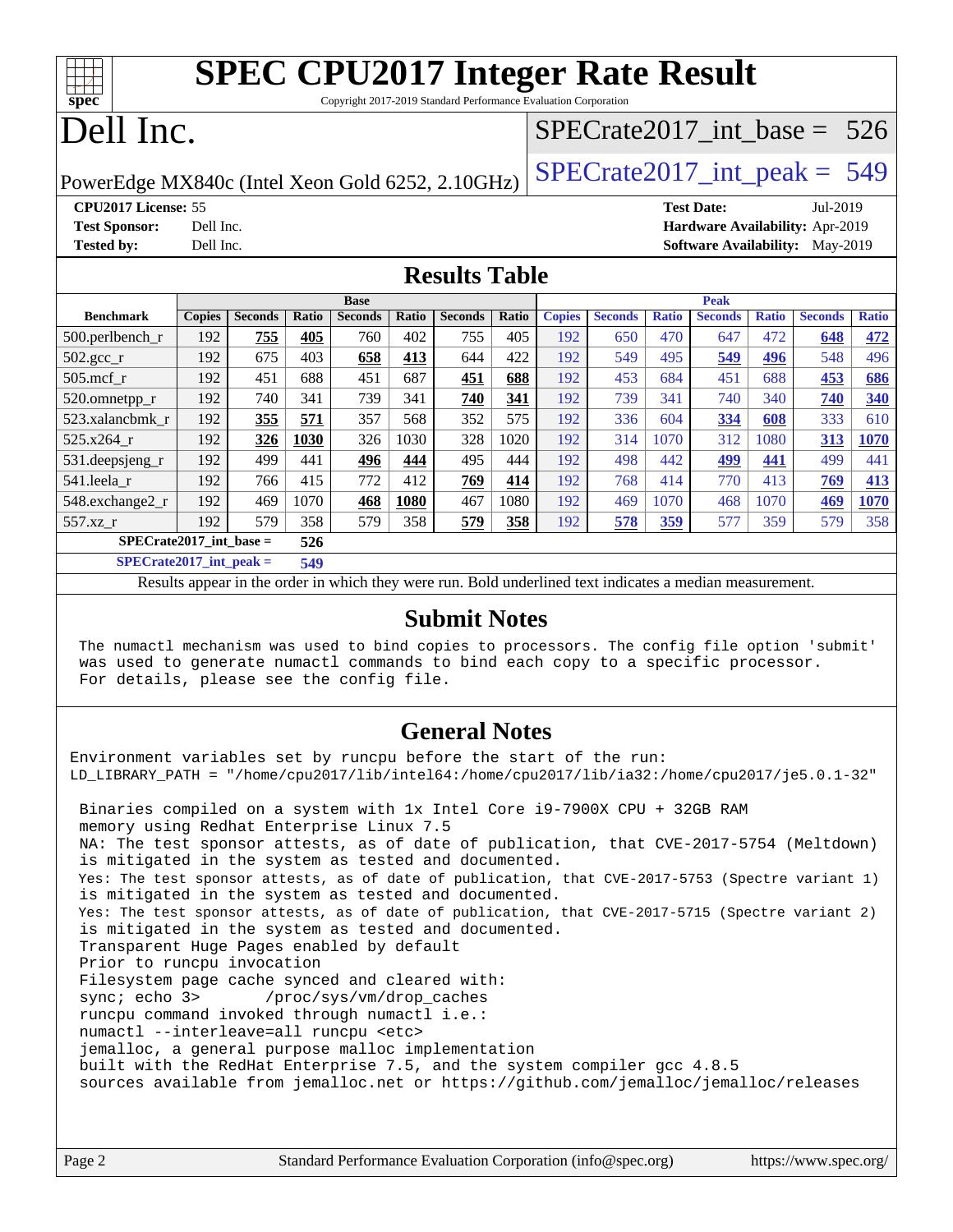# SPEC CPU2017 Integer Rate Result

Copyright 2017-2019 Standard Performance Evaluation Corporation

# Dell Inc.

PowerEdge MX840c (Intel Xeon Gold 6252, 2.10GHz)

SPECrate2017_int_base = 526

SPECrate2017_int_peak = 549

**CPU2017 License:** 55
**Test Sponsor:** Dell Inc.
**Tested by:** Dell Inc.

**Test Date:** Jul-2019
**Hardware Availability:** Apr-2019
**Software Availability:** May-2019

## Results Table

| | Base | | | | | | | Peak | | | | | | |
|---|---|---|---|---|---|---|---|---|---|---|---|---|---|---|
| **Benchmark** | **Copies** | **Seconds** | **Ratio** | **Seconds** | **Ratio** | **Seconds** | **Ratio** | **Copies** | **Seconds** | **Ratio** | **Seconds** | **Ratio** | **Seconds** | **Ratio** |
| 500.perlbench_r | 192 | **755** | **405** | 760 | 402 | 755 | 405 | 192 | 650 | 470 | 647 | 472 | **648** | **472** |
| 502.gcc_r | 192 | 675 | 403 | **658** | **413** | 644 | 422 | 192 | 549 | 495 | **549** | **496** | 548 | 496 |
| 505.mcf_r | 192 | 451 | 688 | 451 | 687 | **451** | **688** | 192 | 453 | 684 | 451 | 688 | **453** | **686** |
| 520.omnetpp_r | 192 | 740 | 341 | 739 | 341 | **740** | **341** | 192 | 739 | 341 | 740 | 340 | **740** | **340** |
| 523.xalancbmk_r | 192 | **355** | **571** | 357 | 568 | 352 | 575 | 192 | 336 | 604 | **334** | **608** | 333 | 610 |
| 525.x264_r | 192 | **326** | **1030** | 326 | 1030 | 328 | 1020 | 192 | 314 | 1070 | 312 | 1080 | **313** | **1070** |
| 531.deepsjeng_r | 192 | 499 | 441 | **496** | **444** | 495 | 444 | 192 | 498 | 442 | **499** | **441** | 499 | 441 |
| 541.leela_r | 192 | 766 | 415 | 772 | 412 | **769** | **414** | 192 | 768 | 414 | 770 | 413 | **769** | **413** |
| 548.exchange2_r | 192 | 469 | 1070 | **468** | **1080** | 467 | 1080 | 192 | 469 | 1070 | 468 | 1070 | **469** | **1070** |
| 557.xz_r | 192 | 579 | 358 | 579 | 358 | **579** | **358** | 192 | **578** | **359** | 577 | 359 | 579 | 358 |

**SPECrate2017_int_base = 526**

**SPECrate2017_int_peak = 549**

Results appear in the order in which they were run. Bold underlined text indicates a median measurement.

## Submit Notes

```
The numactl mechanism was used to bind copies to processors. The config file option 'submit'
was used to generate numactl commands to bind each copy to a specific processor.
For details, please see the config file.
```

## General Notes

```
Environment variables set by runcpu before the start of the run:
LD_LIBRARY_PATH = "/home/cpu2017/lib/intel64:/home/cpu2017/lib/ia32:/home/cpu2017/je5.0.1-32"

 Binaries compiled on a system with 1x Intel Core i9-7900X CPU + 32GB RAM
 memory using Redhat Enterprise Linux 7.5
 NA: The test sponsor attests, as of date of publication, that CVE-2017-5754 (Meltdown)
 is mitigated in the system as tested and documented.
 Yes: The test sponsor attests, as of date of publication, that CVE-2017-5753 (Spectre variant 1)
 is mitigated in the system as tested and documented.
 Yes: The test sponsor attests, as of date of publication, that CVE-2017-5715 (Spectre variant 2)
 is mitigated in the system as tested and documented.
 Transparent Huge Pages enabled by default
 Prior to runcpu invocation
 Filesystem page cache synced and cleared with:
 sync; echo 3>       /proc/sys/vm/drop_caches
 runcpu command invoked through numactl i.e.:
 numactl --interleave=all runcpu <etc>
 jemalloc, a general purpose malloc implementation
 built with the RedHat Enterprise 7.5, and the system compiler gcc 4.8.5
 sources available from jemalloc.net or https://github.com/jemalloc/jemalloc/releases
```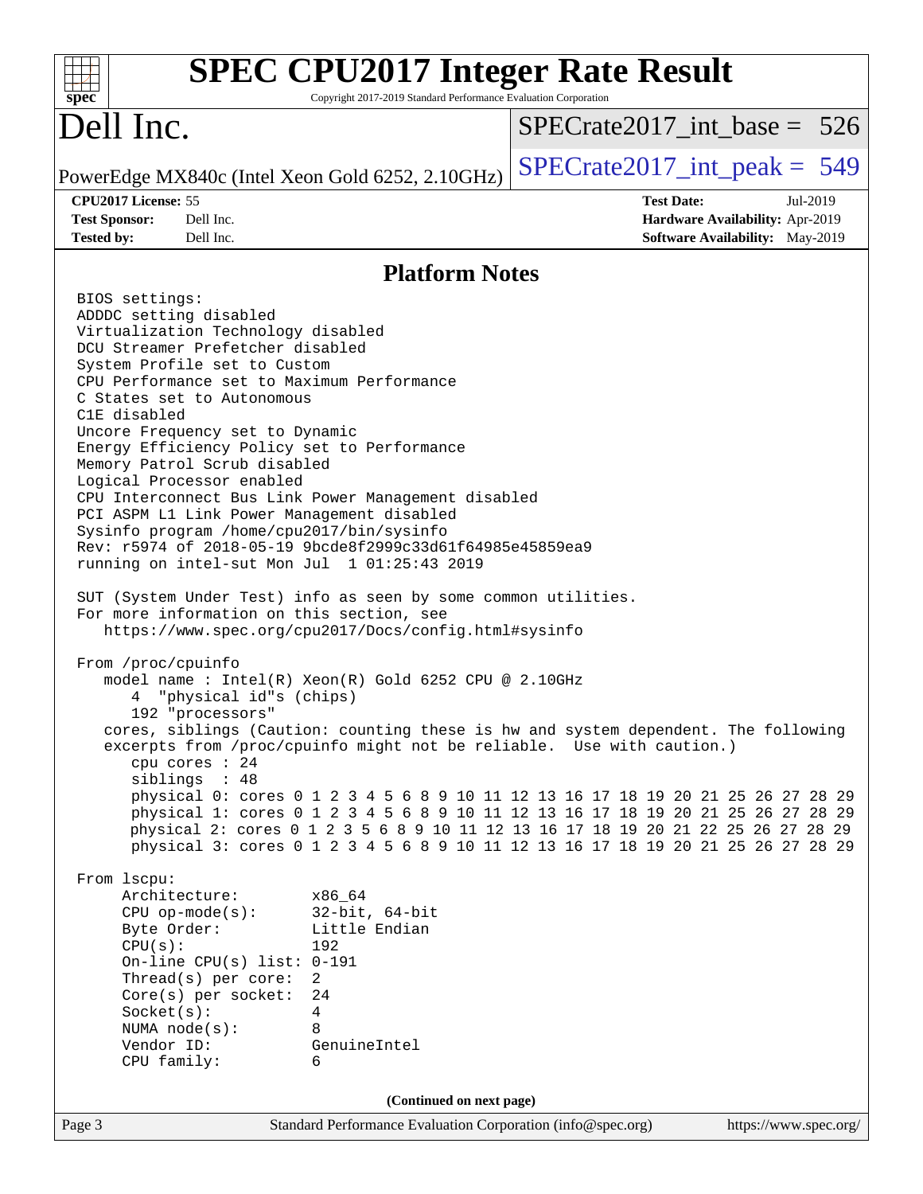# SPEC CPU2017 Integer Rate Result

Copyright 2017-2019 Standard Performance Evaluation Corporation

# Dell Inc.

PowerEdge MX840c (Intel Xeon Gold 6252, 2.10GHz)

SPECrate2017_int_base = 526

SPECrate2017_int_peak = 549

| | | | |
|---|---|---|---|
| **CPU2017 License:** 55 | | **Test Date:** | Jul-2019 |
| **Test Sponsor:** | Dell Inc. | **Hardware Availability:** | Apr-2019 |
| **Tested by:** | Dell Inc. | **Software Availability:** | May-2019 |

## Platform Notes

```
BIOS settings:
ADDDC setting disabled
Virtualization Technology disabled
DCU Streamer Prefetcher disabled
System Profile set to Custom
CPU Performance set to Maximum Performance
C States set to Autonomous
C1E disabled
Uncore Frequency set to Dynamic
Energy Efficiency Policy set to Performance
Memory Patrol Scrub disabled
Logical Processor enabled
CPU Interconnect Bus Link Power Management disabled
PCI ASPM L1 Link Power Management disabled
Sysinfo program /home/cpu2017/bin/sysinfo
Rev: r5974 of 2018-05-19 9bcde8f2999c33d61f64985e45859ea9
running on intel-sut Mon Jul  1 01:25:43 2019

SUT (System Under Test) info as seen by some common utilities.
For more information on this section, see
   https://www.spec.org/cpu2017/Docs/config.html#sysinfo

From /proc/cpuinfo
   model name : Intel(R) Xeon(R) Gold 6252 CPU @ 2.10GHz
      4  "physical id"s (chips)
      192 "processors"
   cores, siblings (Caution: counting these is hw and system dependent. The following
   excerpts from /proc/cpuinfo might not be reliable.  Use with caution.)
      cpu cores : 24
      siblings  : 48
      physical 0: cores 0 1 2 3 4 5 6 8 9 10 11 12 13 16 17 18 19 20 21 25 26 27 28 29
      physical 1: cores 0 1 2 3 4 5 6 8 9 10 11 12 13 16 17 18 19 20 21 25 26 27 28 29
      physical 2: cores 0 1 2 3 5 6 8 9 10 11 12 13 16 17 18 19 20 21 22 25 26 27 28 29
      physical 3: cores 0 1 2 3 4 5 6 8 9 10 11 12 13 16 17 18 19 20 21 25 26 27 28 29

From lscpu:
     Architecture:        x86_64
     CPU op-mode(s):      32-bit, 64-bit
     Byte Order:          Little Endian
     CPU(s):              192
     On-line CPU(s) list: 0-191
     Thread(s) per core:  2
     Core(s) per socket:  24
     Socket(s):           4
     NUMA node(s):        8
     Vendor ID:           GenuineIntel
     CPU family:          6
```

(Continued on next page)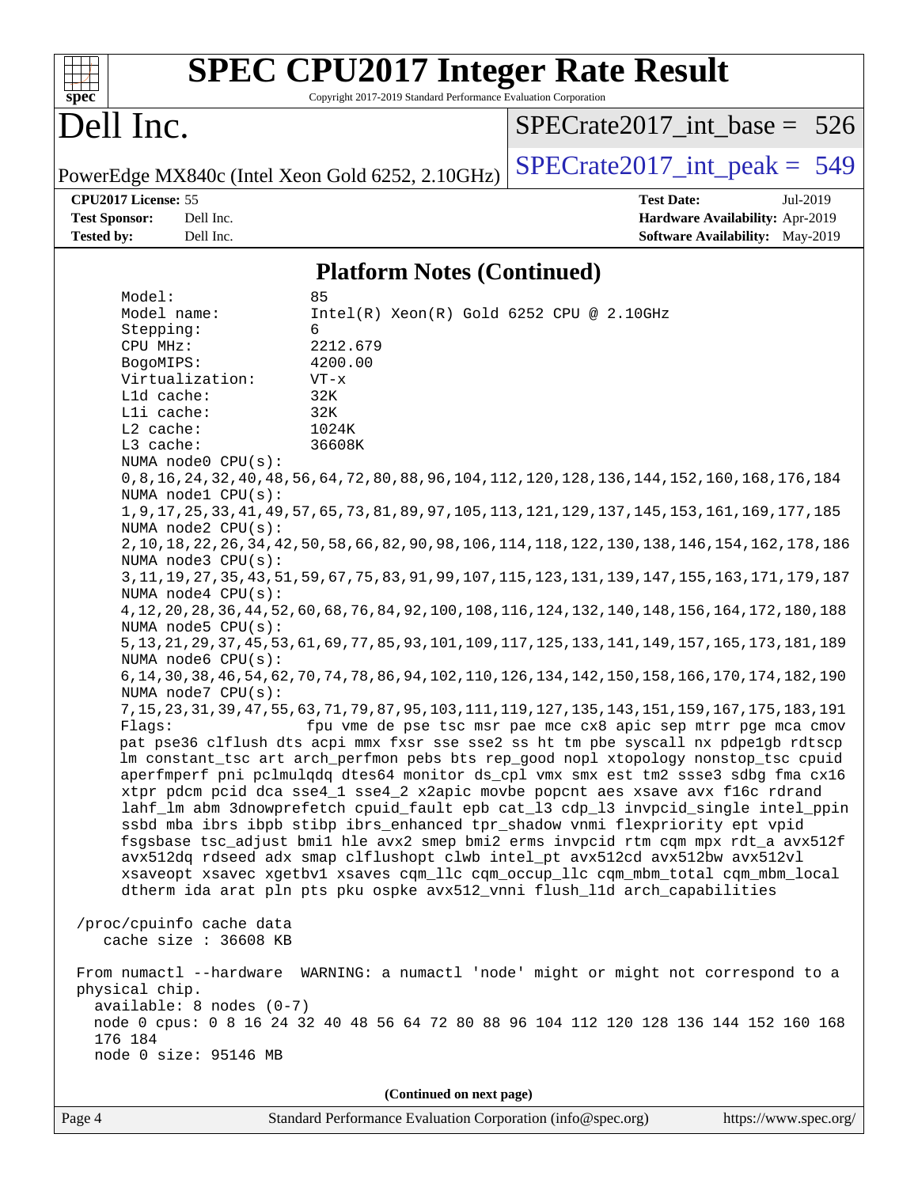## Platform Notes (Continued)

```
     Model:                 85
     Model name:            Intel(R) Xeon(R) Gold 6252 CPU @ 2.10GHz
     Stepping:              6
     CPU MHz:               2212.679
     BogoMIPS:              4200.00
     Virtualization:        VT-x
     L1d cache:             32K
     L1i cache:             32K
     L2 cache:              1024K
     L3 cache:              36608K
     NUMA node0 CPU(s):
     0,8,16,24,32,40,48,56,64,72,80,88,96,104,112,120,128,136,144,152,160,168,176,184
     NUMA node1 CPU(s):
     1,9,17,25,33,41,49,57,65,73,81,89,97,105,113,121,129,137,145,153,161,169,177,185
     NUMA node2 CPU(s):
     2,10,18,22,26,34,42,50,58,66,82,90,98,106,114,118,122,130,138,146,154,162,178,186
     NUMA node3 CPU(s):
     3,11,19,27,35,43,51,59,67,75,83,91,99,107,115,123,131,139,147,155,163,171,179,187
     NUMA node4 CPU(s):
     4,12,20,28,36,44,52,60,68,76,84,92,100,108,116,124,132,140,148,156,164,172,180,188
     NUMA node5 CPU(s):
     5,13,21,29,37,45,53,61,69,77,85,93,101,109,117,125,133,141,149,157,165,173,181,189
     NUMA node6 CPU(s):
     6,14,30,38,46,54,62,70,74,78,86,94,102,110,126,134,142,150,158,166,170,174,182,190
     NUMA node7 CPU(s):
     7,15,23,31,39,47,55,63,71,79,87,95,103,111,119,127,135,143,151,159,167,175,183,191
     Flags:                 fpu vme de pse tsc msr pae mce cx8 apic sep mtrr pge mca cmov
     pat pse36 clflush dts acpi mmx fxsr sse sse2 ss ht tm pbe syscall nx pdpe1gb rdtscp
     lm constant_tsc art arch_perfmon pebs bts rep_good nopl xtopology nonstop_tsc cpuid
     aperfmperf pni pclmulqdq dtes64 monitor ds_cpl vmx smx est tm2 ssse3 sdbg fma cx16
     xtpr pdcm pcid dca sse4_1 sse4_2 x2apic movbe popcnt aes xsave avx f16c rdrand
     lahf_lm abm 3dnowprefetch cpuid_fault epb cat_l3 cdp_l3 invpcid_single intel_ppin
     ssbd mba ibrs ibpb stibp ibrs_enhanced tpr_shadow vnmi flexpriority ept vpid
     fsgsbase tsc_adjust bmi1 hle avx2 smep bmi2 erms invpcid rtm cqm mpx rdt_a avx512f
     avx512dq rdseed adx smap clflushopt clwb intel_pt avx512cd avx512bw avx512vl
     xsaveopt xsavec xgetbv1 xsaves cqm_llc cqm_occup_llc cqm_mbm_total cqm_mbm_local
     dtherm ida arat pln pts pku ospke avx512_vnni flush_l1d arch_capabilities

 /proc/cpuinfo cache data
    cache size : 36608 KB

 From numactl --hardware  WARNING: a numactl 'node' might or might not correspond to a
 physical chip.
   available: 8 nodes (0-7)
   node 0 cpus: 0 8 16 24 32 40 48 56 64 72 80 88 96 104 112 120 128 136 144 152 160 168
   176 184
   node 0 size: 95146 MB
```

(Continued on next page)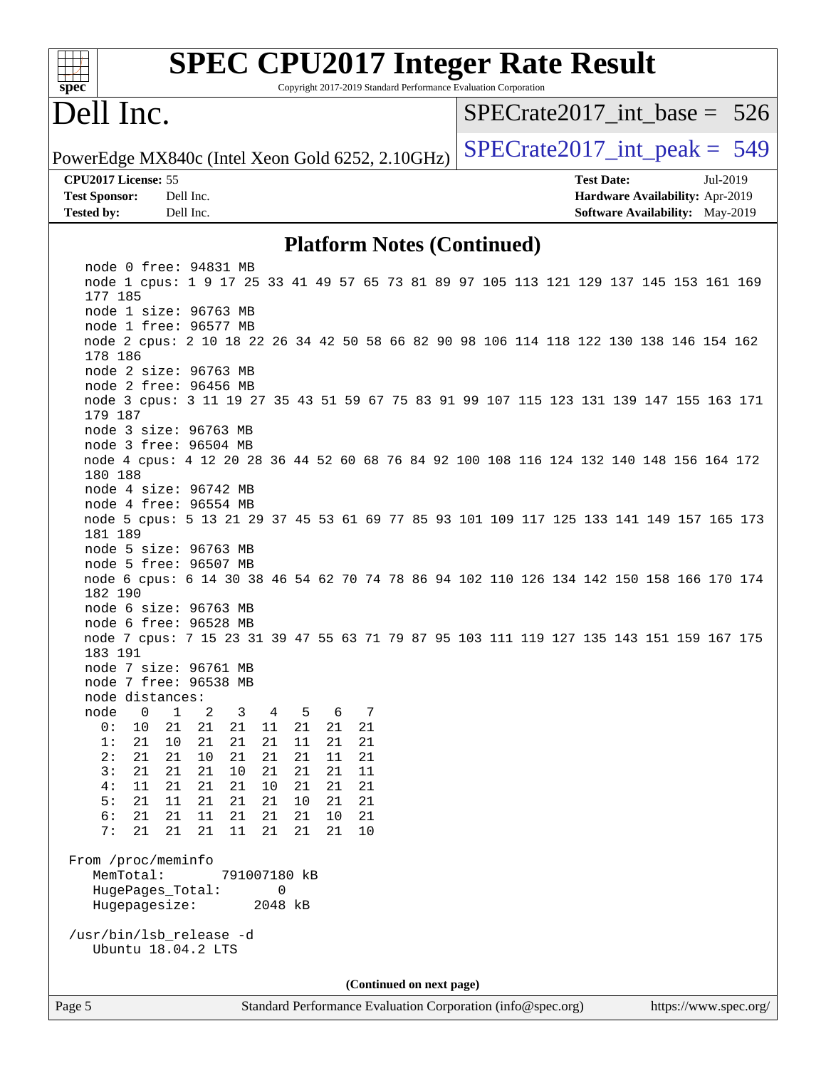# SPEC CPU2017 Integer Rate Result

Copyright 2017-2019 Standard Performance Evaluation Corporation

## Dell Inc.

PowerEdge MX840c (Intel Xeon Gold 6252, 2.10GHz)

SPECrate2017_int_base = 526

SPECrate2017_int_peak = 549

**CPU2017 License:** 55
**Test Sponsor:** Dell Inc.
**Tested by:** Dell Inc.

**Test Date:** Jul-2019
**Hardware Availability:** Apr-2019
**Software Availability:** May-2019

### Platform Notes (Continued)

```
    node 0 free: 94831 MB
    node 1 cpus: 1 9 17 25 33 41 49 57 65 73 81 89 97 105 113 121 129 137 145 153 161 169
    177 185
    node 1 size: 96763 MB
    node 1 free: 96577 MB
    node 2 cpus: 2 10 18 22 26 34 42 50 58 66 82 90 98 106 114 118 122 130 138 146 154 162
    178 186
    node 2 size: 96763 MB
    node 2 free: 96456 MB
    node 3 cpus: 3 11 19 27 35 43 51 59 67 75 83 91 99 107 115 123 131 139 147 155 163 171
    179 187
    node 3 size: 96763 MB
    node 3 free: 96504 MB
    node 4 cpus: 4 12 20 28 36 44 52 60 68 76 84 92 100 108 116 124 132 140 148 156 164 172
    180 188
    node 4 size: 96742 MB
    node 4 free: 96554 MB
    node 5 cpus: 5 13 21 29 37 45 53 61 69 77 85 93 101 109 117 125 133 141 149 157 165 173
    181 189
    node 5 size: 96763 MB
    node 5 free: 96507 MB
    node 6 cpus: 6 14 30 38 46 54 62 70 74 78 86 94 102 110 126 134 142 150 158 166 170 174
    182 190
    node 6 size: 96763 MB
    node 6 free: 96528 MB
    node 7 cpus: 7 15 23 31 39 47 55 63 71 79 87 95 103 111 119 127 135 143 151 159 167 175
    183 191
    node 7 size: 96761 MB
    node 7 free: 96538 MB
    node distances:
    node   0   1   2   3   4   5   6   7
      0:  10  21  21  21  11  21  21  21
      1:  21  10  21  21  21  11  21  21
      2:  21  21  10  21  21  21  11  21
      3:  21  21  21  10  21  21  21  11
      4:  11  21  21  21  10  21  21  21
      5:  21  11  21  21  21  10  21  21
      6:  21  21  11  21  21  21  10  21
      7:  21  21  21  11  21  21  21  10

 From /proc/meminfo
    MemTotal:       791007180 kB
    HugePages_Total:       0
    Hugepagesize:       2048 kB

 /usr/bin/lsb_release -d
    Ubuntu 18.04.2 LTS
```

(Continued on next page)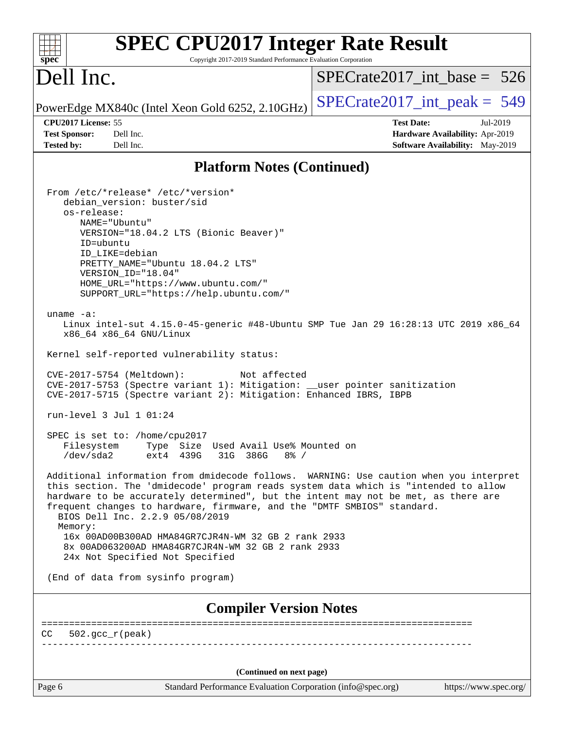## Platform Notes (Continued)

```
From /etc/*release* /etc/*version*
   debian_version: buster/sid
   os-release:
      NAME="Ubuntu"
      VERSION="18.04.2 LTS (Bionic Beaver)"
      ID=ubuntu
      ID_LIKE=debian
      PRETTY_NAME="Ubuntu 18.04.2 LTS"
      VERSION_ID="18.04"
      HOME_URL="https://www.ubuntu.com/"
      SUPPORT_URL="https://help.ubuntu.com/"

uname -a:
   Linux intel-sut 4.15.0-45-generic #48-Ubuntu SMP Tue Jan 29 16:28:13 UTC 2019 x86_64
   x86_64 x86_64 GNU/Linux

Kernel self-reported vulnerability status:

CVE-2017-5754 (Meltdown):          Not affected
CVE-2017-5753 (Spectre variant 1): Mitigation: __user pointer sanitization
CVE-2017-5715 (Spectre variant 2): Mitigation: Enhanced IBRS, IBPB

run-level 3 Jul 1 01:24

SPEC is set to: /home/cpu2017
   Filesystem     Type  Size  Used Avail Use% Mounted on
   /dev/sda2      ext4  439G   31G  386G   8% /

Additional information from dmidecode follows.  WARNING: Use caution when you interpret
this section. The 'dmidecode' program reads system data which is "intended to allow
hardware to be accurately determined", but the intent may not be met, as there are
frequent changes to hardware, firmware, and the "DMTF SMBIOS" standard.
  BIOS Dell Inc. 2.2.9 05/08/2019
  Memory:
   16x 00AD00B300AD HMA84GR7CJR4N-WM 32 GB 2 rank 2933
   8x 00AD063200AD HMA84GR7CJR4N-WM 32 GB 2 rank 2933
   24x Not Specified Not Specified

(End of data from sysinfo program)
```

## Compiler Version Notes

```
==============================================================================
CC   502.gcc_r(peak)
------------------------------------------------------------------------------
```

(Continued on next page)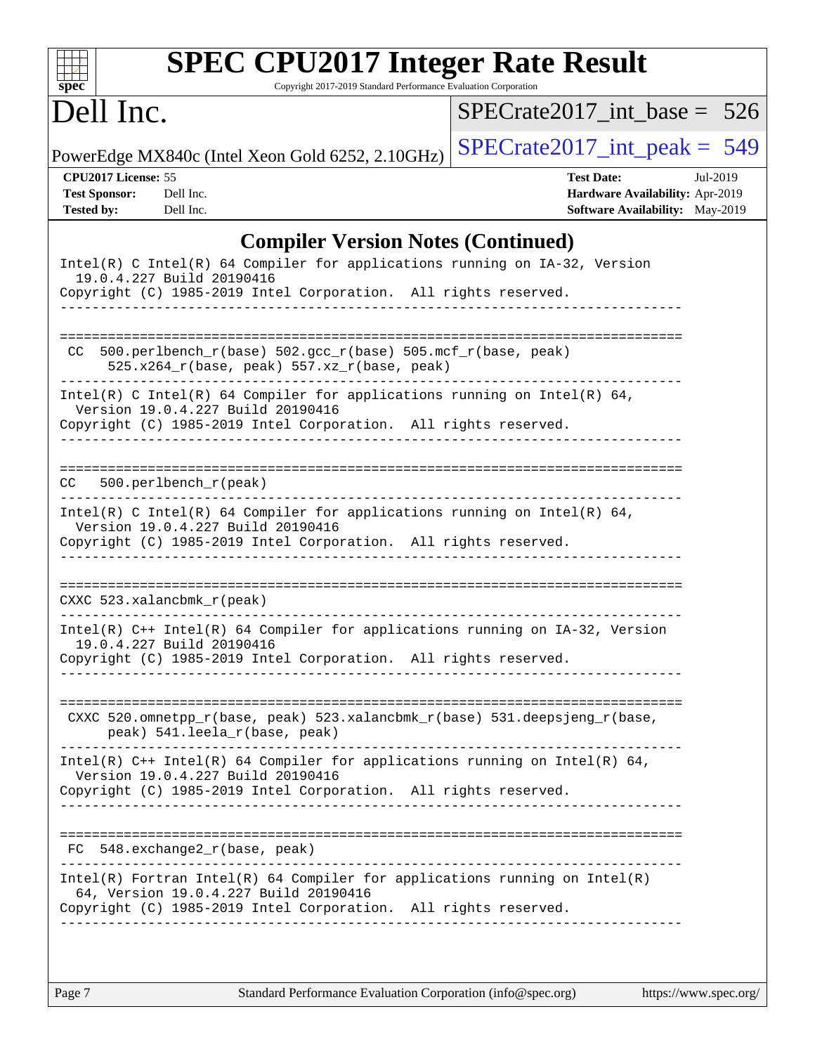# SPEC CPU2017 Integer Rate Result

Copyright 2017-2019 Standard Performance Evaluation Corporation

## Dell Inc.

PowerEdge MX840c (Intel Xeon Gold 6252, 2.10GHz)

SPECrate2017_int_base = 526

SPECrate2017_int_peak = 549

**CPU2017 License:** 55
**Test Sponsor:** Dell Inc.
**Tested by:** Dell Inc.

**Test Date:** Jul-2019
**Hardware Availability:** Apr-2019
**Software Availability:** May-2019

## Compiler Version Notes (Continued)

```
Intel(R) C Intel(R) 64 Compiler for applications running on IA-32, Version
  19.0.4.227 Build 20190416
Copyright (C) 1985-2019 Intel Corporation.  All rights reserved.
------------------------------------------------------------------------------

==============================================================================
 CC  500.perlbench_r(base) 502.gcc_r(base) 505.mcf_r(base, peak)
       525.x264_r(base, peak) 557.xz_r(base, peak)
------------------------------------------------------------------------------
Intel(R) C Intel(R) 64 Compiler for applications running on Intel(R) 64,
  Version 19.0.4.227 Build 20190416
Copyright (C) 1985-2019 Intel Corporation.  All rights reserved.
------------------------------------------------------------------------------

==============================================================================
 CC  500.perlbench_r(peak)
------------------------------------------------------------------------------
Intel(R) C Intel(R) 64 Compiler for applications running on Intel(R) 64,
  Version 19.0.4.227 Build 20190416
Copyright (C) 1985-2019 Intel Corporation.  All rights reserved.
------------------------------------------------------------------------------

==============================================================================
 CXXC 523.xalancbmk_r(peak)
------------------------------------------------------------------------------
Intel(R) C++ Intel(R) 64 Compiler for applications running on IA-32, Version
  19.0.4.227 Build 20190416
Copyright (C) 1985-2019 Intel Corporation.  All rights reserved.
------------------------------------------------------------------------------

==============================================================================
 CXXC 520.omnetpp_r(base, peak) 523.xalancbmk_r(base) 531.deepsjeng_r(base,
       peak) 541.leela_r(base, peak)
------------------------------------------------------------------------------
Intel(R) C++ Intel(R) 64 Compiler for applications running on Intel(R) 64,
  Version 19.0.4.227 Build 20190416
Copyright (C) 1985-2019 Intel Corporation.  All rights reserved.
------------------------------------------------------------------------------

==============================================================================
 FC  548.exchange2_r(base, peak)
------------------------------------------------------------------------------
Intel(R) Fortran Intel(R) 64 Compiler for applications running on Intel(R)
  64, Version 19.0.4.227 Build 20190416
Copyright (C) 1985-2019 Intel Corporation.  All rights reserved.
------------------------------------------------------------------------------
```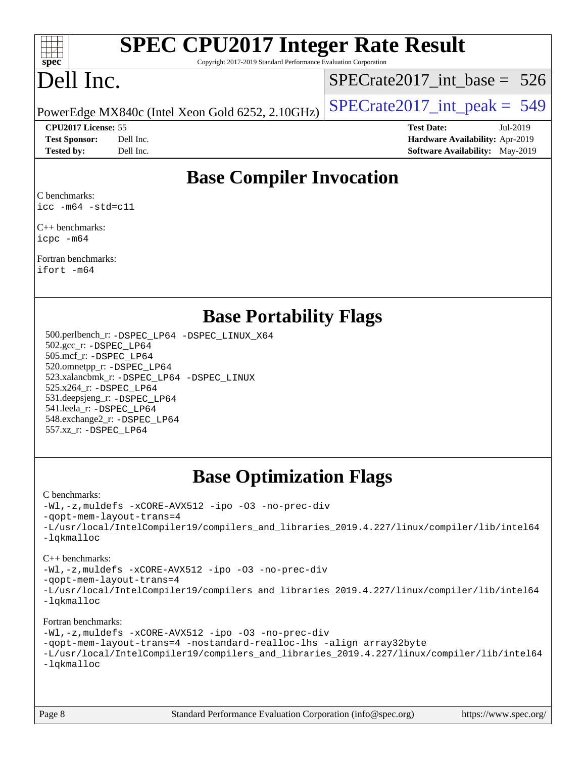# SPEC CPU2017 Integer Rate Result

Copyright 2017-2019 Standard Performance Evaluation Corporation

# Dell Inc.

PowerEdge MX840c (Intel Xeon Gold 6252, 2.10GHz)

SPECrate2017_int_base = 526

SPECrate2017_int_peak = 549

**CPU2017 License:** 55
**Test Sponsor:** Dell Inc.
**Tested by:** Dell Inc.

**Test Date:** Jul-2019
**Hardware Availability:** Apr-2019
**Software Availability:** May-2019

## Base Compiler Invocation

C benchmarks:
```
icc -m64 -std=c11
```

C++ benchmarks:
```
icpc -m64
```

Fortran benchmarks:
```
ifort -m64
```

## Base Portability Flags

500.perlbench_r: -DSPEC_LP64 -DSPEC_LINUX_X64
502.gcc_r: -DSPEC_LP64
505.mcf_r: -DSPEC_LP64
520.omnetpp_r: -DSPEC_LP64
523.xalancbmk_r: -DSPEC_LP64 -DSPEC_LINUX
525.x264_r: -DSPEC_LP64
531.deepsjeng_r: -DSPEC_LP64
541.leela_r: -DSPEC_LP64
548.exchange2_r: -DSPEC_LP64
557.xz_r: -DSPEC_LP64

## Base Optimization Flags

C benchmarks:
```
-Wl,-z,muldefs -xCORE-AVX512 -ipo -O3 -no-prec-div
-qopt-mem-layout-trans=4
-L/usr/local/IntelCompiler19/compilers_and_libraries_2019.4.227/linux/compiler/lib/intel64
-lqkmalloc
```

C++ benchmarks:
```
-Wl,-z,muldefs -xCORE-AVX512 -ipo -O3 -no-prec-div
-qopt-mem-layout-trans=4
-L/usr/local/IntelCompiler19/compilers_and_libraries_2019.4.227/linux/compiler/lib/intel64
-lqkmalloc
```

Fortran benchmarks:
```
-Wl,-z,muldefs -xCORE-AVX512 -ipo -O3 -no-prec-div
-qopt-mem-layout-trans=4 -nostandard-realloc-lhs -align array32byte
-L/usr/local/IntelCompiler19/compilers_and_libraries_2019.4.227/linux/compiler/lib/intel64
-lqkmalloc
```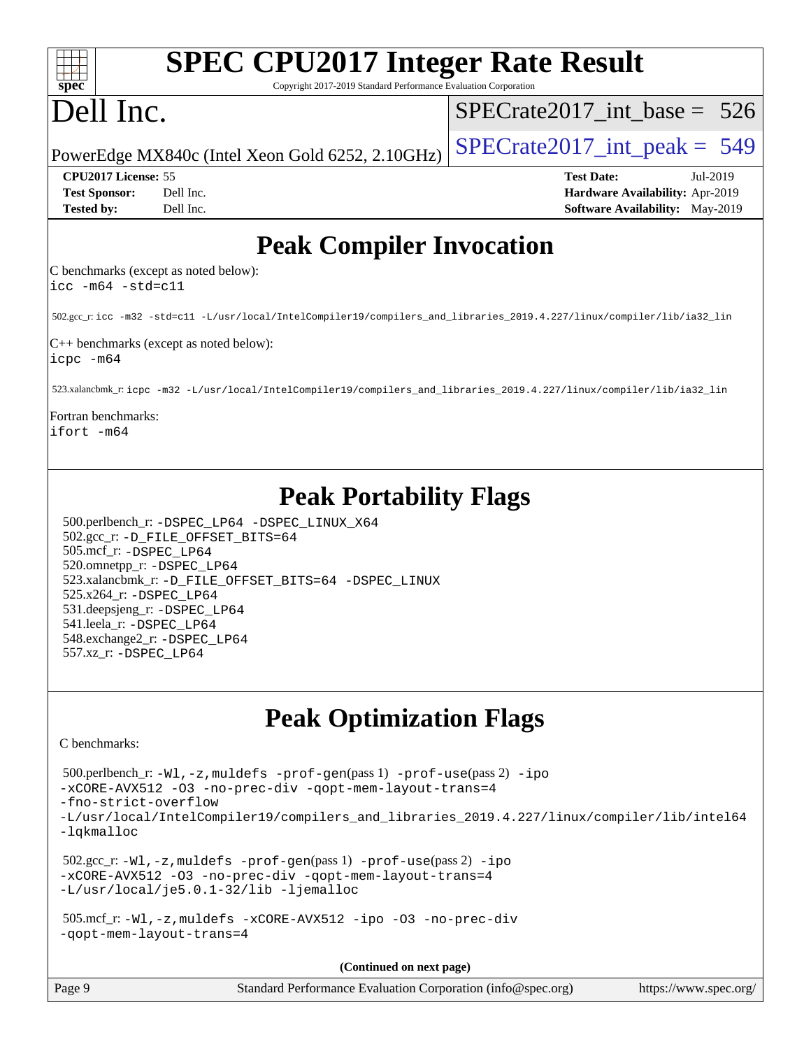# SPEC CPU2017 Integer Rate Result

Copyright 2017-2019 Standard Performance Evaluation Corporation

# Dell Inc.

PowerEdge MX840c (Intel Xeon Gold 6252, 2.10GHz)

SPECrate2017_int_base = 526

SPECrate2017_int_peak = 549

**CPU2017 License:** 55
**Test Sponsor:** Dell Inc.
**Tested by:** Dell Inc.

**Test Date:** Jul-2019
**Hardware Availability:** Apr-2019
**Software Availability:** May-2019

## Peak Compiler Invocation

C benchmarks (except as noted below):
icc -m64 -std=c11

502.gcc_r: icc -m32 -std=c11 -L/usr/local/IntelCompiler19/compilers_and_libraries_2019.4.227/linux/compiler/lib/ia32_lin

C++ benchmarks (except as noted below):
icpc -m64

523.xalancbmk_r: icpc -m32 -L/usr/local/IntelCompiler19/compilers_and_libraries_2019.4.227/linux/compiler/lib/ia32_lin

Fortran benchmarks:
ifort -m64

## Peak Portability Flags

500.perlbench_r: -DSPEC_LP64 -DSPEC_LINUX_X64
502.gcc_r: -D_FILE_OFFSET_BITS=64
505.mcf_r: -DSPEC_LP64
520.omnetpp_r: -DSPEC_LP64
523.xalancbmk_r: -D_FILE_OFFSET_BITS=64 -DSPEC_LINUX
525.x264_r: -DSPEC_LP64
531.deepsjeng_r: -DSPEC_LP64
541.leela_r: -DSPEC_LP64
548.exchange2_r: -DSPEC_LP64
557.xz_r: -DSPEC_LP64

## Peak Optimization Flags

C benchmarks:

500.perlbench_r: -Wl,-z,muldefs -prof-gen(pass 1) -prof-use(pass 2) -ipo -xCORE-AVX512 -O3 -no-prec-div -qopt-mem-layout-trans=4 -fno-strict-overflow -L/usr/local/IntelCompiler19/compilers_and_libraries_2019.4.227/linux/compiler/lib/intel64 -lqkmalloc

502.gcc_r: -Wl,-z,muldefs -prof-gen(pass 1) -prof-use(pass 2) -ipo -xCORE-AVX512 -O3 -no-prec-div -qopt-mem-layout-trans=4 -L/usr/local/je5.0.1-32/lib -ljemalloc

505.mcf_r: -Wl,-z,muldefs -xCORE-AVX512 -ipo -O3 -no-prec-div -qopt-mem-layout-trans=4

**(Continued on next page)**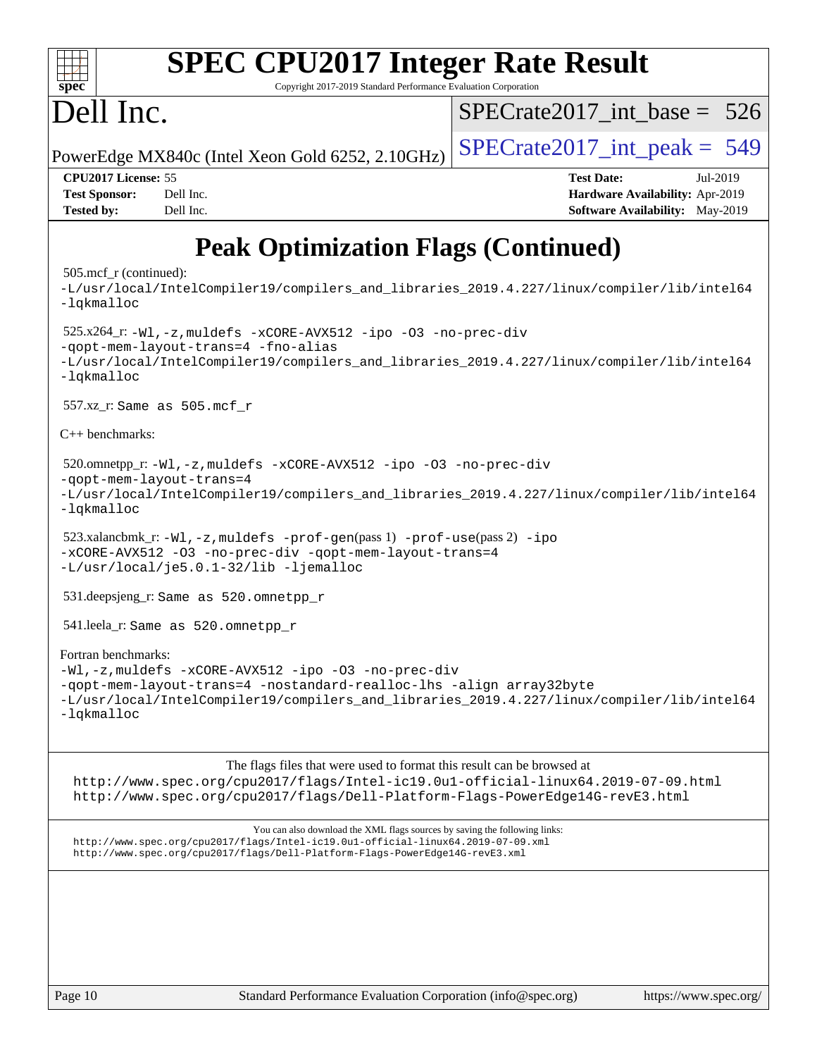# Peak Optimization Flags (Continued)

505.mcf_r (continued):
-L/usr/local/IntelCompiler19/compilers_and_libraries_2019.4.227/linux/compiler/lib/intel64
-lqkmalloc

525.x264_r: -Wl,-z,muldefs -xCORE-AVX512 -ipo -O3 -no-prec-div
-qopt-mem-layout-trans=4 -fno-alias
-L/usr/local/IntelCompiler19/compilers_and_libraries_2019.4.227/linux/compiler/lib/intel64
-lqkmalloc

557.xz_r: Same as 505.mcf_r

C++ benchmarks:

520.omnetpp_r: -Wl,-z,muldefs -xCORE-AVX512 -ipo -O3 -no-prec-div
-qopt-mem-layout-trans=4
-L/usr/local/IntelCompiler19/compilers_and_libraries_2019.4.227/linux/compiler/lib/intel64
-lqkmalloc

523.xalancbmk_r: -Wl,-z,muldefs -prof-gen(pass 1) -prof-use(pass 2) -ipo
-xCORE-AVX512 -O3 -no-prec-div -qopt-mem-layout-trans=4
-L/usr/local/je5.0.1-32/lib -ljemalloc

531.deepsjeng_r: Same as 520.omnetpp_r

541.leela_r: Same as 520.omnetpp_r

Fortran benchmarks:
-Wl,-z,muldefs -xCORE-AVX512 -ipo -O3 -no-prec-div
-qopt-mem-layout-trans=4 -nostandard-realloc-lhs -align array32byte
-L/usr/local/IntelCompiler19/compilers_and_libraries_2019.4.227/linux/compiler/lib/intel64
-lqkmalloc

The flags files that were used to format this result can be browsed at
http://www.spec.org/cpu2017/flags/Intel-ic19.0u1-official-linux64.2019-07-09.html
http://www.spec.org/cpu2017/flags/Dell-Platform-Flags-PowerEdge14G-revE3.html

You can also download the XML flags sources by saving the following links:
http://www.spec.org/cpu2017/flags/Intel-ic19.0u1-official-linux64.2019-07-09.xml
http://www.spec.org/cpu2017/flags/Dell-Platform-Flags-PowerEdge14G-revE3.xml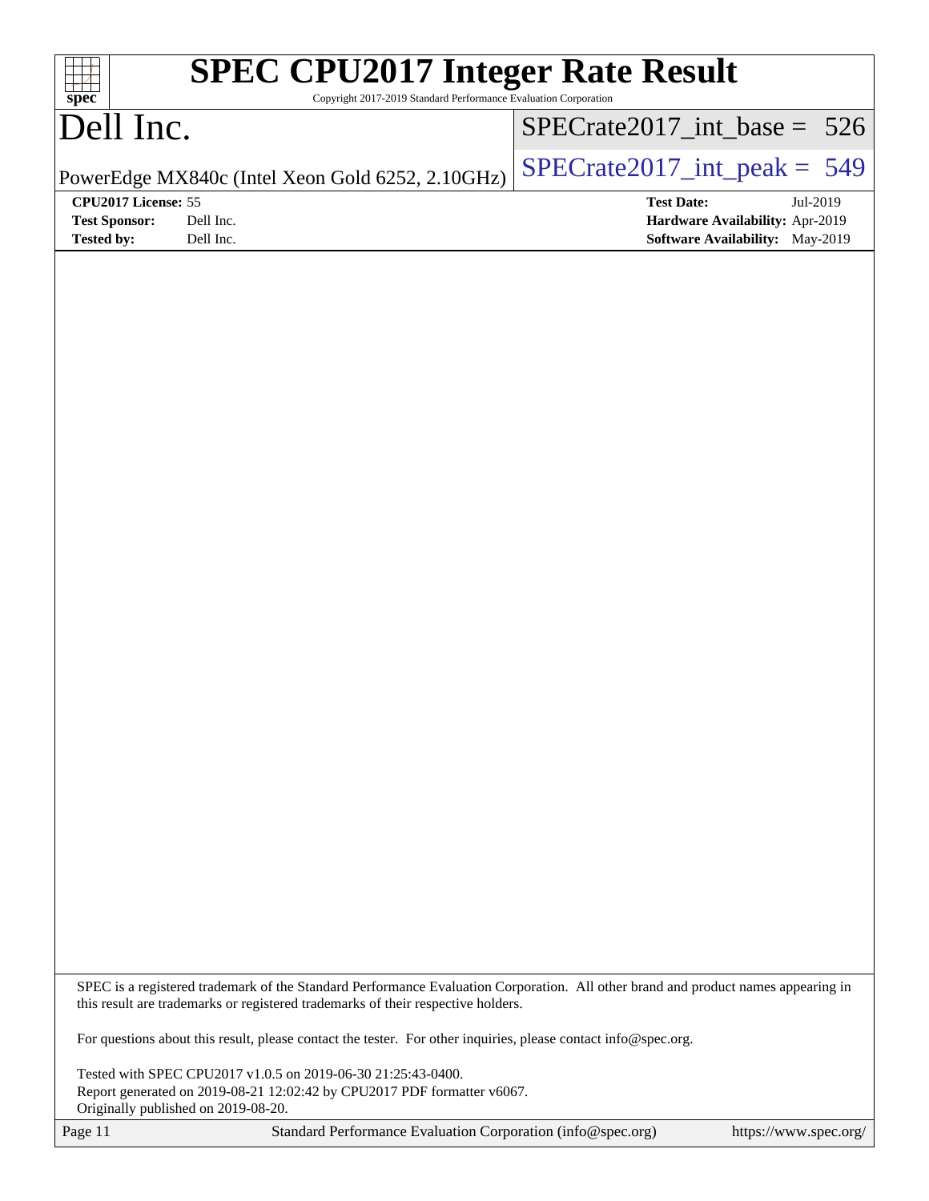SPEC is a registered trademark of the Standard Performance Evaluation Corporation. All other brand and product names appearing in this result are trademarks or registered trademarks of their respective holders.

For questions about this result, please contact the tester. For other inquiries, please contact info@spec.org.

Tested with SPEC CPU2017 v1.0.5 on 2019-06-30 21:25:43-0400.
Report generated on 2019-08-21 12:02:42 by CPU2017 PDF formatter v6067.
Originally published on 2019-08-20.